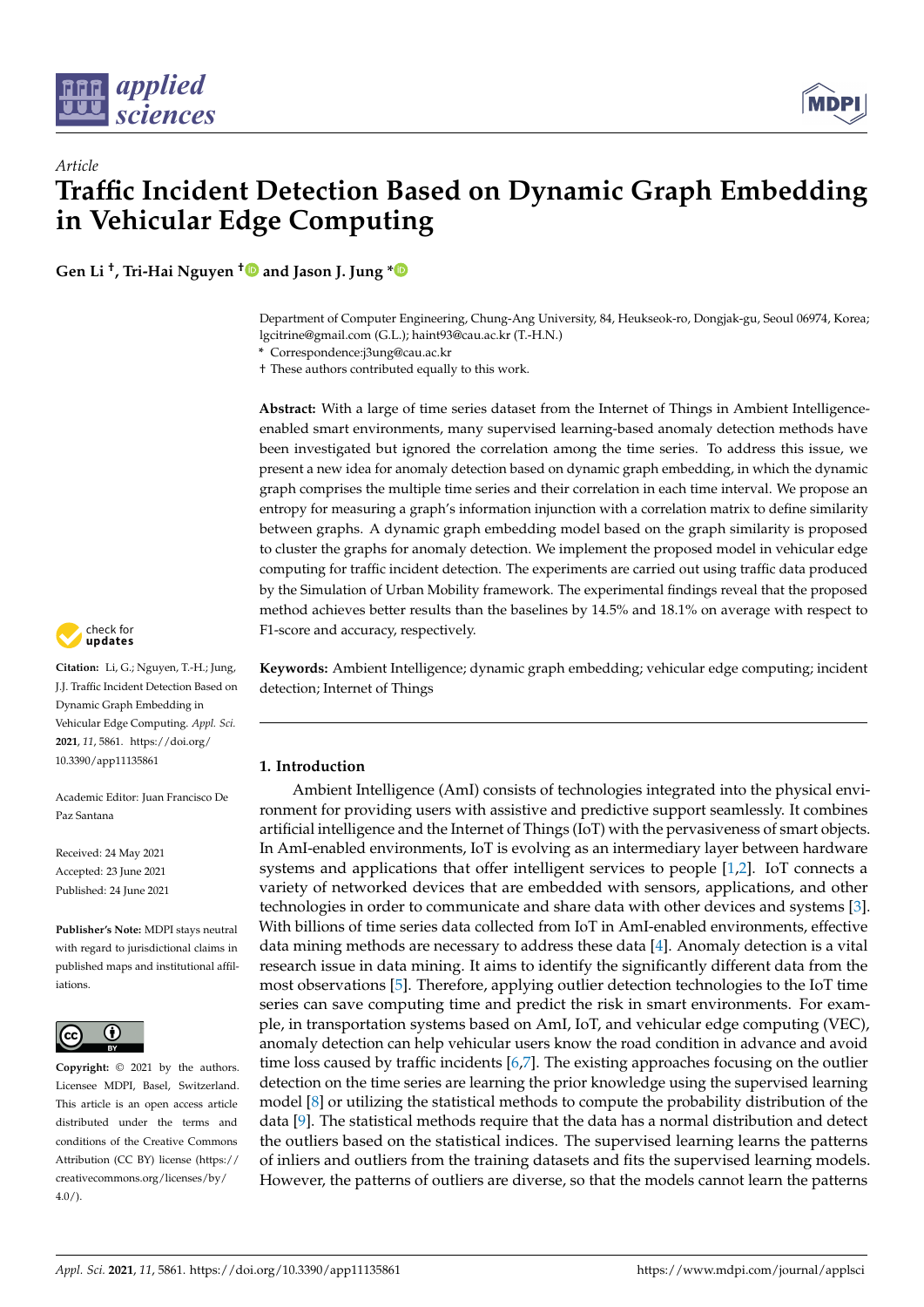*Article*

# Traffic Incident Detection Based on Dynamic Graph Embedding in Vehicular Edge Computing

**Gen Li †, Tri-Hai Nguyen † and Jason J. Jung ***

Department of Computer Engineering, Chung-Ang University, 84, Heukseok-ro, Dongjak-gu, Seoul 06974, Korea; lgcitrine@gmail.com (G.L.); haint93@cau.ac.kr (T.-H.N.)

\* Correspondence:j3ung@cau.ac.kr

† These authors contributed equally to this work.

**Abstract:** With a large of time series dataset from the Internet of Things in Ambient Intelligence-enabled smart environments, many supervised learning-based anomaly detection methods have been investigated but ignored the correlation among the time series. To address this issue, we present a new idea for anomaly detection based on dynamic graph embedding, in which the dynamic graph comprises the multiple time series and their correlation in each time interval. We propose an entropy for measuring a graph's information injunction with a correlation matrix to define similarity between graphs. A dynamic graph embedding model based on the graph similarity is proposed to cluster the graphs for anomaly detection. We implement the proposed model in vehicular edge computing for traffic incident detection. The experiments are carried out using traffic data produced by the Simulation of Urban Mobility framework. The experimental findings reveal that the proposed method achieves better results than the baselines by 14.5% and 18.1% on average with respect to F1-score and accuracy, respectively.

**Keywords:** Ambient Intelligence; dynamic graph embedding; vehicular edge computing; incident detection; Internet of Things

**Citation:** Li, G.; Nguyen, T.-H.; Jung, J.J. Traffic Incident Detection Based on Dynamic Graph Embedding in Vehicular Edge Computing. *Appl. Sci.* **2021**, *11*, 5861. https://doi.org/10.3390/app11135861

Academic Editor: Juan Francisco De Paz Santana

Received: 24 May 2021
Accepted: 23 June 2021
Published: 24 June 2021

**Publisher's Note:** MDPI stays neutral with regard to jurisdictional claims in published maps and institutional affiliations.

**Copyright:** © 2021 by the authors. Licensee MDPI, Basel, Switzerland. This article is an open access article distributed under the terms and conditions of the Creative Commons Attribution (CC BY) license (https://creativecommons.org/licenses/by/4.0/).

## 1. Introduction

Ambient Intelligence (AmI) consists of technologies integrated into the physical environment for providing users with assistive and predictive support seamlessly. It combines artificial intelligence and the Internet of Things (IoT) with the pervasiveness of smart objects. In AmI-enabled environments, IoT is evolving as an intermediary layer between hardware systems and applications that offer intelligent services to people [1,2]. IoT connects a variety of networked devices that are embedded with sensors, applications, and other technologies in order to communicate and share data with other devices and systems [3]. With billions of time series data collected from IoT in AmI-enabled environments, effective data mining methods are necessary to address these data [4]. Anomaly detection is a vital research issue in data mining. It aims to identify the significantly different data from the most observations [5]. Therefore, applying outlier detection technologies to the IoT time series can save computing time and predict the risk in smart environments. For example, in transportation systems based on AmI, IoT, and vehicular edge computing (VEC), anomaly detection can help vehicular users know the road condition in advance and avoid time loss caused by traffic incidents [6,7]. The existing approaches focusing on the outlier detection on the time series are learning the prior knowledge using the supervised learning model [8] or utilizing the statistical methods to compute the probability distribution of the data [9]. The statistical methods require that the data has a normal distribution and detect the outliers based on the statistical indices. The supervised learning learns the patterns of inliers and outliers from the training datasets and fits the supervised learning models. However, the patterns of outliers are diverse, so that the models cannot learn the patterns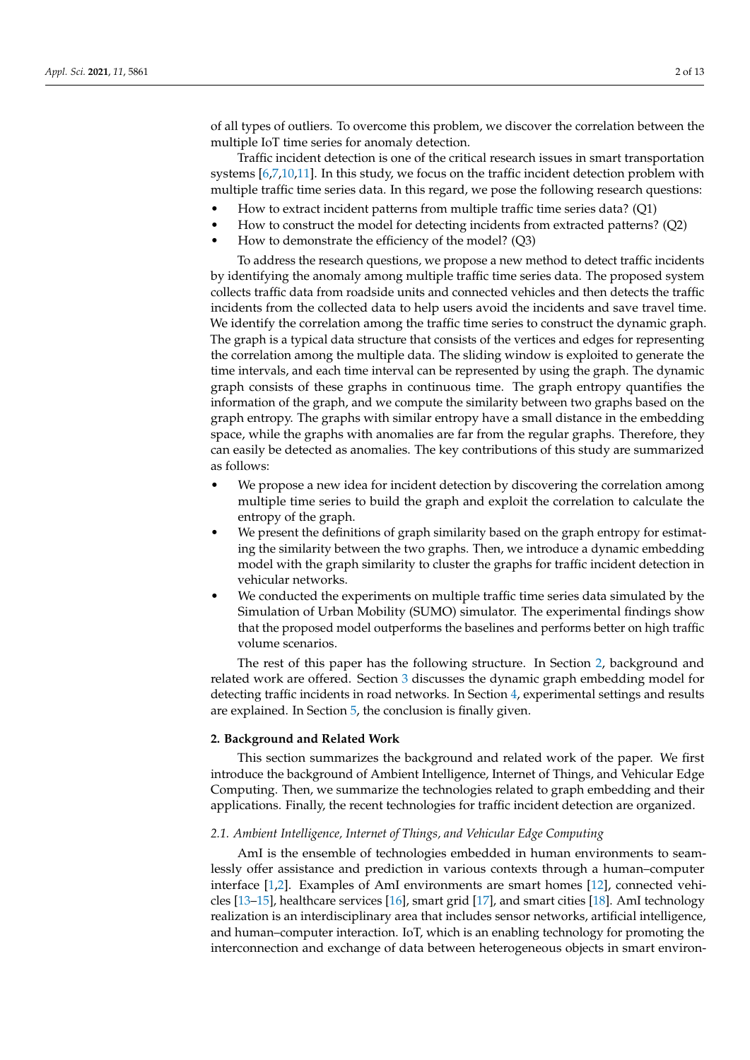of all types of outliers. To overcome this problem, we discover the correlation between the multiple IoT time series for anomaly detection.

Traffic incident detection is one of the critical research issues in smart transportation systems [6,7,10,11]. In this study, we focus on the traffic incident detection problem with multiple traffic time series data. In this regard, we pose the following research questions:

- How to extract incident patterns from multiple traffic time series data? (Q1)
- How to construct the model for detecting incidents from extracted patterns? (Q2)
- How to demonstrate the efficiency of the model? (Q3)

To address the research questions, we propose a new method to detect traffic incidents by identifying the anomaly among multiple traffic time series data. The proposed system collects traffic data from roadside units and connected vehicles and then detects the traffic incidents from the collected data to help users avoid the incidents and save travel time. We identify the correlation among the traffic time series to construct the dynamic graph. The graph is a typical data structure that consists of the vertices and edges for representing the correlation among the multiple data. The sliding window is exploited to generate the time intervals, and each time interval can be represented by using the graph. The dynamic graph consists of these graphs in continuous time. The graph entropy quantifies the information of the graph, and we compute the similarity between two graphs based on the graph entropy. The graphs with similar entropy have a small distance in the embedding space, while the graphs with anomalies are far from the regular graphs. Therefore, they can easily be detected as anomalies. The key contributions of this study are summarized as follows:

- We propose a new idea for incident detection by discovering the correlation among multiple time series to build the graph and exploit the correlation to calculate the entropy of the graph.
- We present the definitions of graph similarity based on the graph entropy for estimating the similarity between the two graphs. Then, we introduce a dynamic embedding model with the graph similarity to cluster the graphs for traffic incident detection in vehicular networks.
- We conducted the experiments on multiple traffic time series data simulated by the Simulation of Urban Mobility (SUMO) simulator. The experimental findings show that the proposed model outperforms the baselines and performs better on high traffic volume scenarios.

The rest of this paper has the following structure. In Section 2, background and related work are offered. Section 3 discusses the dynamic graph embedding model for detecting traffic incidents in road networks. In Section 4, experimental settings and results are explained. In Section 5, the conclusion is finally given.

## 2. Background and Related Work

This section summarizes the background and related work of the paper. We first introduce the background of Ambient Intelligence, Internet of Things, and Vehicular Edge Computing. Then, we summarize the technologies related to graph embedding and their applications. Finally, the recent technologies for traffic incident detection are organized.

### *2.1. Ambient Intelligence, Internet of Things, and Vehicular Edge Computing*

AmI is the ensemble of technologies embedded in human environments to seamlessly offer assistance and prediction in various contexts through a human–computer interface [1,2]. Examples of AmI environments are smart homes [12], connected vehicles [13–15], healthcare services [16], smart grid [17], and smart cities [18]. AmI technology realization is an interdisciplinary area that includes sensor networks, artificial intelligence, and human–computer interaction. IoT, which is an enabling technology for promoting the interconnection and exchange of data between heterogeneous objects in smart environ-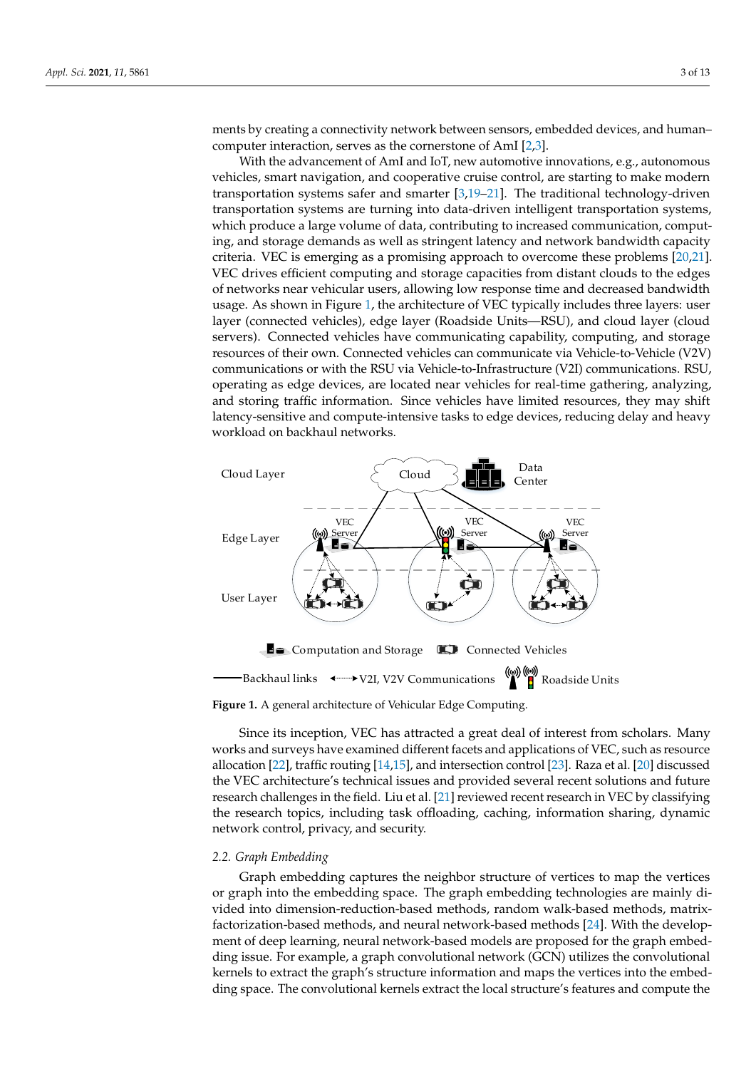ments by creating a connectivity network between sensors, embedded devices, and human–computer interaction, serves as the cornerstone of AmI [2,3].

With the advancement of AmI and IoT, new automotive innovations, e.g., autonomous vehicles, smart navigation, and cooperative cruise control, are starting to make modern transportation systems safer and smarter [3,19–21]. The traditional technology-driven transportation systems are turning into data-driven intelligent transportation systems, which produce a large volume of data, contributing to increased communication, computing, and storage demands as well as stringent latency and network bandwidth capacity criteria. VEC is emerging as a promising approach to overcome these problems [20,21]. VEC drives efficient computing and storage capacities from distant clouds to the edges of networks near vehicular users, allowing low response time and decreased bandwidth usage. As shown in Figure 1, the architecture of VEC typically includes three layers: user layer (connected vehicles), edge layer (Roadside Units—RSU), and cloud layer (cloud servers). Connected vehicles have communicating capability, computing, and storage resources of their own. Connected vehicles can communicate via Vehicle-to-Vehicle (V2V) communications or with the RSU via Vehicle-to-Infrastructure (V2I) communications. RSU, operating as edge devices, are located near vehicles for real-time gathering, analyzing, and storing traffic information. Since vehicles have limited resources, they may shift latency-sensitive and compute-intensive tasks to edge devices, reducing delay and heavy workload on backhaul networks.

**Figure 1.** A general architecture of Vehicular Edge Computing.

Since its inception, VEC has attracted a great deal of interest from scholars. Many works and surveys have examined different facets and applications of VEC, such as resource allocation [22], traffic routing [14,15], and intersection control [23]. Raza et al. [20] discussed the VEC architecture's technical issues and provided several recent solutions and future research challenges in the field. Liu et al. [21] reviewed recent research in VEC by classifying the research topics, including task offloading, caching, information sharing, dynamic network control, privacy, and security.

### *2.2. Graph Embedding*

Graph embedding captures the neighbor structure of vertices to map the vertices or graph into the embedding space. The graph embedding technologies are mainly divided into dimension-reduction-based methods, random walk-based methods, matrix-factorization-based methods, and neural network-based methods [24]. With the development of deep learning, neural network-based models are proposed for the graph embedding issue. For example, a graph convolutional network (GCN) utilizes the convolutional kernels to extract the graph's structure information and maps the vertices into the embedding space. The convolutional kernels extract the local structure's features and compute the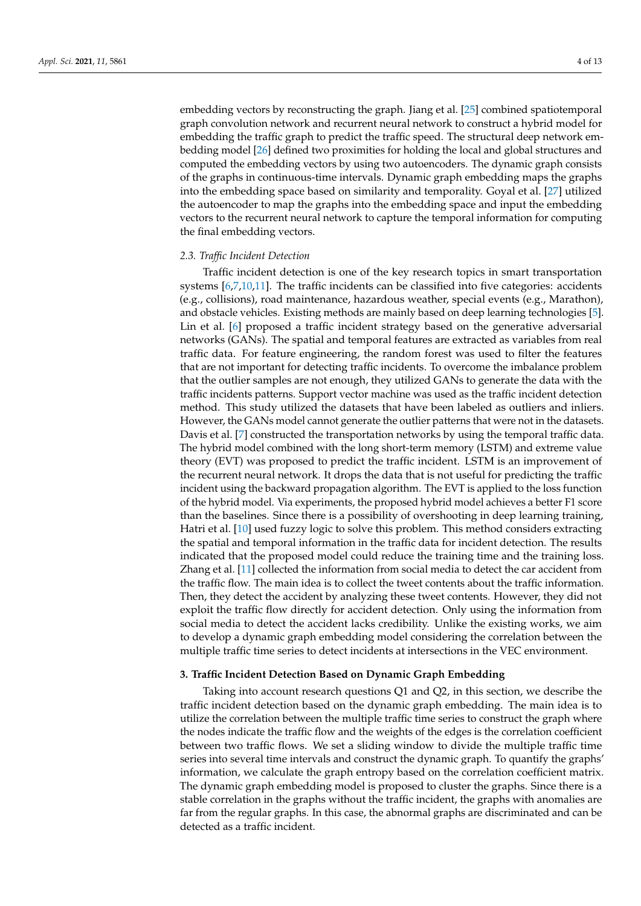embedding vectors by reconstructing the graph. Jiang et al. [25] combined spatiotemporal graph convolution network and recurrent neural network to construct a hybrid model for embedding the traffic graph to predict the traffic speed. The structural deep network embedding model [26] defined two proximities for holding the local and global structures and computed the embedding vectors by using two autoencoders. The dynamic graph consists of the graphs in continuous-time intervals. Dynamic graph embedding maps the graphs into the embedding space based on similarity and temporality. Goyal et al. [27] utilized the autoencoder to map the graphs into the embedding space and input the embedding vectors to the recurrent neural network to capture the temporal information for computing the final embedding vectors.

### *2.3. Traffic Incident Detection*

Traffic incident detection is one of the key research topics in smart transportation systems [6,7,10,11]. The traffic incidents can be classified into five categories: accidents (e.g., collisions), road maintenance, hazardous weather, special events (e.g., Marathon), and obstacle vehicles. Existing methods are mainly based on deep learning technologies [5]. Lin et al. [6] proposed a traffic incident strategy based on the generative adversarial networks (GANs). The spatial and temporal features are extracted as variables from real traffic data. For feature engineering, the random forest was used to filter the features that are not important for detecting traffic incidents. To overcome the imbalance problem that the outlier samples are not enough, they utilized GANs to generate the data with the traffic incidents patterns. Support vector machine was used as the traffic incident detection method. This study utilized the datasets that have been labeled as outliers and inliers. However, the GANs model cannot generate the outlier patterns that were not in the datasets. Davis et al. [7] constructed the transportation networks by using the temporal traffic data. The hybrid model combined with the long short-term memory (LSTM) and extreme value theory (EVT) was proposed to predict the traffic incident. LSTM is an improvement of the recurrent neural network. It drops the data that is not useful for predicting the traffic incident using the backward propagation algorithm. The EVT is applied to the loss function of the hybrid model. Via experiments, the proposed hybrid model achieves a better F1 score than the baselines. Since there is a possibility of overshooting in deep learning training, Hatri et al. [10] used fuzzy logic to solve this problem. This method considers extracting the spatial and temporal information in the traffic data for incident detection. The results indicated that the proposed model could reduce the training time and the training loss. Zhang et al. [11] collected the information from social media to detect the car accident from the traffic flow. The main idea is to collect the tweet contents about the traffic information. Then, they detect the accident by analyzing these tweet contents. However, they did not exploit the traffic flow directly for accident detection. Only using the information from social media to detect the accident lacks credibility. Unlike the existing works, we aim to develop a dynamic graph embedding model considering the correlation between the multiple traffic time series to detect incidents at intersections in the VEC environment.

## **3. Traffic Incident Detection Based on Dynamic Graph Embedding**

Taking into account research questions Q1 and Q2, in this section, we describe the traffic incident detection based on the dynamic graph embedding. The main idea is to utilize the correlation between the multiple traffic time series to construct the graph where the nodes indicate the traffic flow and the weights of the edges is the correlation coefficient between two traffic flows. We set a sliding window to divide the multiple traffic time series into several time intervals and construct the dynamic graph. To quantify the graphs' information, we calculate the graph entropy based on the correlation coefficient matrix. The dynamic graph embedding model is proposed to cluster the graphs. Since there is a stable correlation in the graphs without the traffic incident, the graphs with anomalies are far from the regular graphs. In this case, the abnormal graphs are discriminated and can be detected as a traffic incident.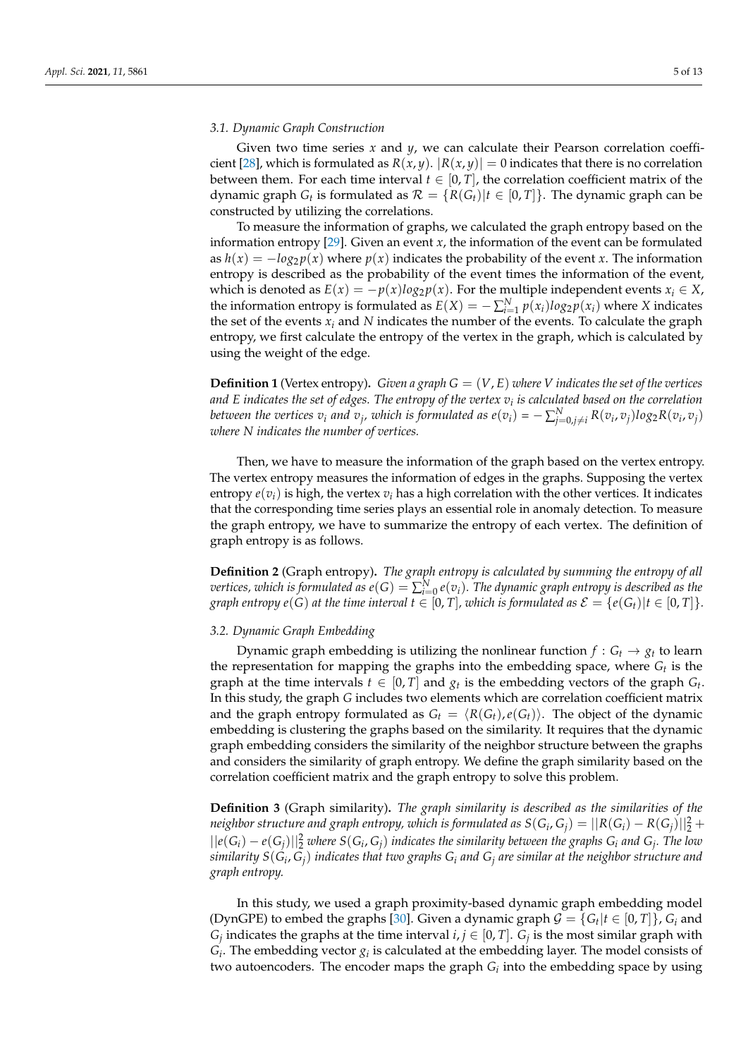### 3.1. Dynamic Graph Construction

Given two time series $x$ and $y$, we can calculate their Pearson correlation coefficient [28], which is formulated as $R(x, y)$. $|R(x, y)| = 0$ indicates that there is no correlation between them. For each time interval $t \in [0, T]$, the correlation coefficient matrix of the dynamic graph $G_t$ is formulated as $\mathcal{R} = \{R(G_t)|t \in [0, T]\}$. The dynamic graph can be constructed by utilizing the correlations.

To measure the information of graphs, we calculated the graph entropy based on the information entropy [29]. Given an event $x$, the information of the event can be formulated as $h(x) = -log_2 p(x)$ where $p(x)$ indicates the probability of the event $x$. The information entropy is described as the probability of the event times the information of the event, which is denoted as $E(x) = -p(x)log_2 p(x)$. For the multiple independent events $x_i \in X$, the information entropy is formulated as $E(X) = -\sum_{i=1}^{N} p(x_i)log_2 p(x_i)$ where $X$ indicates the set of the events $x_i$ and $N$ indicates the number of the events. To calculate the graph entropy, we first calculate the entropy of the vertex in the graph, which is calculated by using the weight of the edge.

**Definition 1** (Vertex entropy)**.** *Given a graph $G = (V, E)$ where $V$ indicates the set of the vertices and $E$ indicates the set of edges. The entropy of the vertex $v_i$ is calculated based on the correlation between the vertices $v_i$ and $v_j$, which is formulated as $e(v_i) = -\sum_{j=0, j\neq i}^{N} R(v_i, v_j)log_2 R(v_i, v_j)$ where $N$ indicates the number of vertices.*

Then, we have to measure the information of the graph based on the vertex entropy. The vertex entropy measures the information of edges in the graphs. Supposing the vertex entropy $e(v_i)$ is high, the vertex $v_i$ has a high correlation with the other vertices. It indicates that the corresponding time series plays an essential role in anomaly detection. To measure the graph entropy, we have to summarize the entropy of each vertex. The definition of graph entropy is as follows.

**Definition 2** (Graph entropy)**.** *The graph entropy is calculated by summing the entropy of all vertices, which is formulated as $e(G) = \sum_{i=0}^{N} e(v_i)$. The dynamic graph entropy is described as the graph entropy $e(G)$ at the time interval $t \in [0, T]$, which is formulated as $\mathcal{E} = \{e(G_t)|t \in [0, T]\}$.*

### 3.2. Dynamic Graph Embedding

Dynamic graph embedding is utilizing the nonlinear function $f : G_t \to g_t$ to learn the representation for mapping the graphs into the embedding space, where $G_t$ is the graph at the time intervals $t \in [0, T]$ and $g_t$ is the embedding vectors of the graph $G_t$. In this study, the graph $G$ includes two elements which are correlation coefficient matrix and the graph entropy formulated as $G_t = \langle R(G_t), e(G_t)\rangle$. The object of the dynamic embedding is clustering the graphs based on the similarity. It requires that the dynamic graph embedding considers the similarity of the neighbor structure between the graphs and considers the similarity of graph entropy. We define the graph similarity based on the correlation coefficient matrix and the graph entropy to solve this problem.

**Definition 3** (Graph similarity)**.** *The graph similarity is described as the similarities of the neighbor structure and graph entropy, which is formulated as $S(G_i, G_j) = ||R(G_i) - R(G_j)||_2^2 + ||e(G_i) - e(G_j)||_2^2$ where $S(G_i, G_j)$ indicates the similarity between the graphs $G_i$ and $G_j$. The low similarity $S(G_i, G_j)$ indicates that two graphs $G_i$ and $G_j$ are similar at the neighbor structure and graph entropy.*

In this study, we used a graph proximity-based dynamic graph embedding model (DynGPE) to embed the graphs [30]. Given a dynamic graph $\mathcal{G} = \{G_t|t \in [0, T]\}$, $G_i$ and $G_j$ indicates the graphs at the time interval $i, j \in [0, T]$. $G_j$ is the most similar graph with $G_i$. The embedding vector $g_i$ is calculated at the embedding layer. The model consists of two autoencoders. The encoder maps the graph $G_i$ into the embedding space by using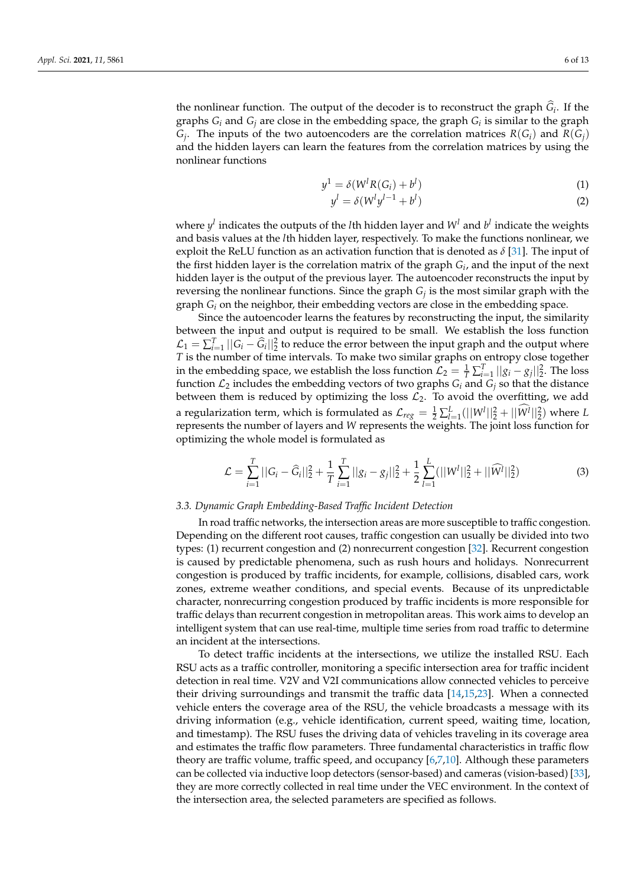the nonlinear function. The output of the decoder is to reconstruct the graph $\widehat{G}_i$. If the graphs $G_i$ and $G_j$ are close in the embedding space, the graph $G_i$ is similar to the graph $G_j$. The inputs of the two autoencoders are the correlation matrices $R(G_i)$ and $R(G_j)$ and the hidden layers can learn the features from the correlation matrices by using the nonlinear functions

$$y^1 = \delta(W^l R(G_i) + b^l) \tag{1}$$

$$y^l = \delta(W^l y^{l-1} + b^l) \tag{2}$$

where $y^l$ indicates the outputs of the $l$th hidden layer and $W^l$ and $b^l$ indicate the weights and basis values at the $l$th hidden layer, respectively. To make the functions nonlinear, we exploit the ReLU function as an activation function that is denoted as $\delta$ [31]. The input of the first hidden layer is the correlation matrix of the graph $G_i$, and the input of the next hidden layer is the output of the previous layer. The autoencoder reconstructs the input by reversing the nonlinear functions. Since the graph $G_j$ is the most similar graph with the graph $G_i$ on the neighbor, their embedding vectors are close in the embedding space.

Since the autoencoder learns the features by reconstructing the input, the similarity between the input and output is required to be small. We establish the loss function $\mathcal{L}_1 = \sum_{i=1}^{T} ||G_i - \widehat{G}_i||_2^2$ to reduce the error between the input graph and the output where $T$ is the number of time intervals. To make two similar graphs on entropy close together in the embedding space, we establish the loss function $\mathcal{L}_2 = \frac{1}{T}\sum_{i=1}^{T} ||g_i - g_j||_2^2$. The loss function $\mathcal{L}_2$ includes the embedding vectors of two graphs $G_i$ and $G_j$ so that the distance between them is reduced by optimizing the loss $\mathcal{L}_2$. To avoid the overfitting, we add a regularization term, which is formulated as $\mathcal{L}_{reg} = \frac{1}{2}\sum_{l=1}^{L}(||W^l||_2^2 + ||\widehat{W}^l||_2^2)$ where $L$ represents the number of layers and $W$ represents the weights. The joint loss function for optimizing the whole model is formulated as

$$\mathcal{L} = \sum_{i=1}^{T} ||G_i - \widehat{G}_i||_2^2 + \frac{1}{T}\sum_{i=1}^{T} ||g_i - g_j||_2^2 + \frac{1}{2}\sum_{l=1}^{L}(||W^l||_2^2 + ||\widehat{W}^l||_2^2) \tag{3}$$

### 3.3. Dynamic Graph Embedding-Based Traffic Incident Detection

In road traffic networks, the intersection areas are more susceptible to traffic congestion. Depending on the different root causes, traffic congestion can usually be divided into two types: (1) recurrent congestion and (2) nonrecurrent congestion [32]. Recurrent congestion is caused by predictable phenomena, such as rush hours and holidays. Nonrecurrent congestion is produced by traffic incidents, for example, collisions, disabled cars, work zones, extreme weather conditions, and special events. Because of its unpredictable character, nonrecurring congestion produced by traffic incidents is more responsible for traffic delays than recurrent congestion in metropolitan areas. This work aims to develop an intelligent system that can use real-time, multiple time series from road traffic to determine an incident at the intersections.

To detect traffic incidents at the intersections, we utilize the installed RSU. Each RSU acts as a traffic controller, monitoring a specific intersection area for traffic incident detection in real time. V2V and V2I communications allow connected vehicles to perceive their driving surroundings and transmit the traffic data [14,15,23]. When a connected vehicle enters the coverage area of the RSU, the vehicle broadcasts a message with its driving information (e.g., vehicle identification, current speed, waiting time, location, and timestamp). The RSU fuses the driving data of vehicles traveling in its coverage area and estimates the traffic flow parameters. Three fundamental characteristics in traffic flow theory are traffic volume, traffic speed, and occupancy [6,7,10]. Although these parameters can be collected via inductive loop detectors (sensor-based) and cameras (vision-based) [33], they are more correctly collected in real time under the VEC environment. In the context of the intersection area, the selected parameters are specified as follows.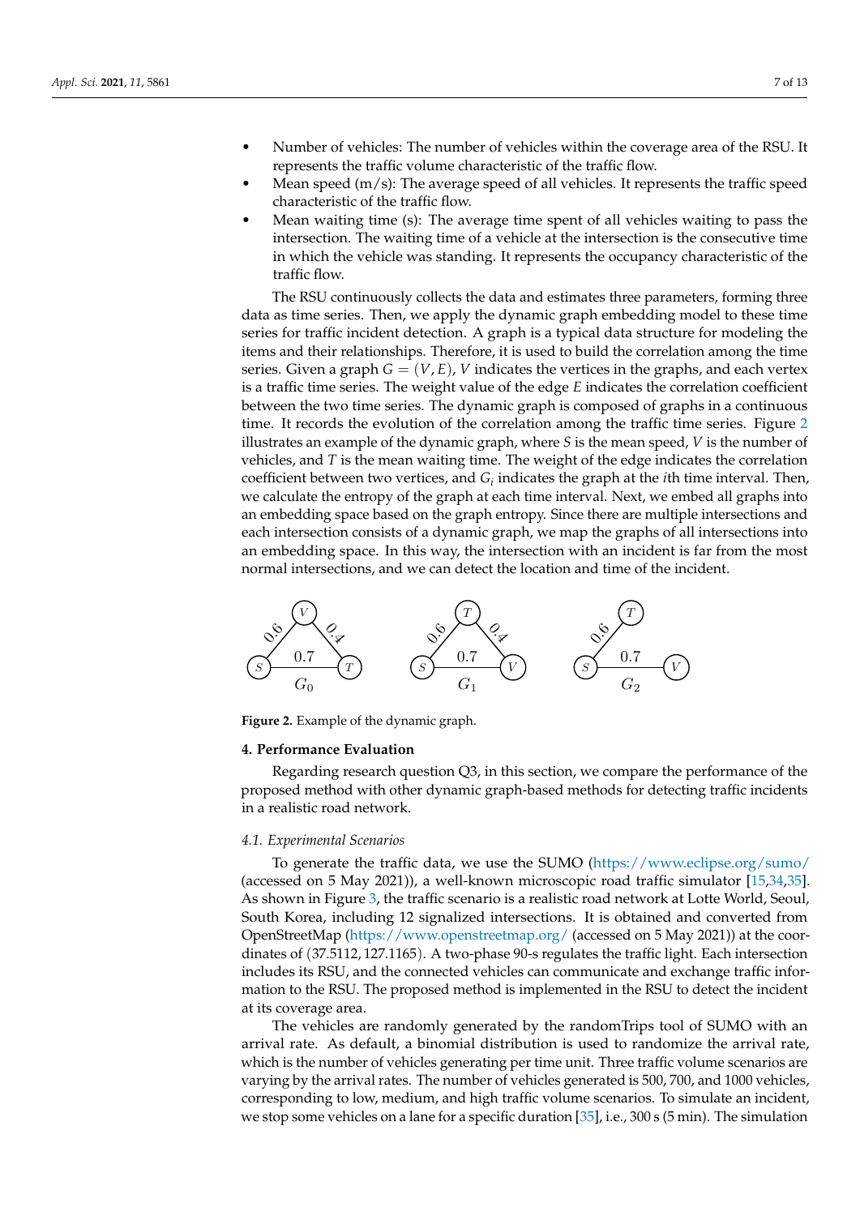- Number of vehicles: The number of vehicles within the coverage area of the RSU. It represents the traffic volume characteristic of the traffic flow.
- Mean speed (m/s): The average speed of all vehicles. It represents the traffic speed characteristic of the traffic flow.
- Mean waiting time (s): The average time spent of all vehicles waiting to pass the intersection. The waiting time of a vehicle at the intersection is the consecutive time in which the vehicle was standing. It represents the occupancy characteristic of the traffic flow.

The RSU continuously collects the data and estimates three parameters, forming three data as time series. Then, we apply the dynamic graph embedding model to these time series for traffic incident detection. A graph is a typical data structure for modeling the items and their relationships. Therefore, it is used to build the correlation among the time series. Given a graph $G = (V, E)$, $V$ indicates the vertices in the graphs, and each vertex is a traffic time series. The weight value of the edge $E$ indicates the correlation coefficient between the two time series. The dynamic graph is composed of graphs in a continuous time. It records the evolution of the correlation among the traffic time series. Figure 2 illustrates an example of the dynamic graph, where $S$ is the mean speed, $V$ is the number of vehicles, and $T$ is the mean waiting time. The weight of the edge indicates the correlation coefficient between two vertices, and $G_i$ indicates the graph at the $i$th time interval. Then, we calculate the entropy of the graph at each time interval. Next, we embed all graphs into an embedding space based on the graph entropy. Since there are multiple intersections and each intersection consists of a dynamic graph, we map the graphs of all intersections into an embedding space. In this way, the intersection with an incident is far from the most normal intersections, and we can detect the location and time of the incident.

**Figure 2.** Example of the dynamic graph.

## 4. Performance Evaluation

Regarding research question Q3, in this section, we compare the performance of the proposed method with other dynamic graph-based methods for detecting traffic incidents in a realistic road network.

### *4.1. Experimental Scenarios*

To generate the traffic data, we use the SUMO (https://www.eclipse.org/sumo/ (accessed on 5 May 2021)), a well-known microscopic road traffic simulator [15,34,35]. As shown in Figure 3, the traffic scenario is a realistic road network at Lotte World, Seoul, South Korea, including 12 signalized intersections. It is obtained and converted from OpenStreetMap (https://www.openstreetmap.org/ (accessed on 5 May 2021)) at the coordinates of $(37.5112, 127.1165)$. A two-phase 90-s regulates the traffic light. Each intersection includes its RSU, and the connected vehicles can communicate and exchange traffic information to the RSU. The proposed method is implemented in the RSU to detect the incident at its coverage area.

The vehicles are randomly generated by the randomTrips tool of SUMO with an arrival rate. As default, a binomial distribution is used to randomize the arrival rate, which is the number of vehicles generating per time unit. Three traffic volume scenarios are varying by the arrival rates. The number of vehicles generated is 500, 700, and 1000 vehicles, corresponding to low, medium, and high traffic volume scenarios. To simulate an incident, we stop some vehicles on a lane for a specific duration [35], i.e., 300 s (5 min). The simulation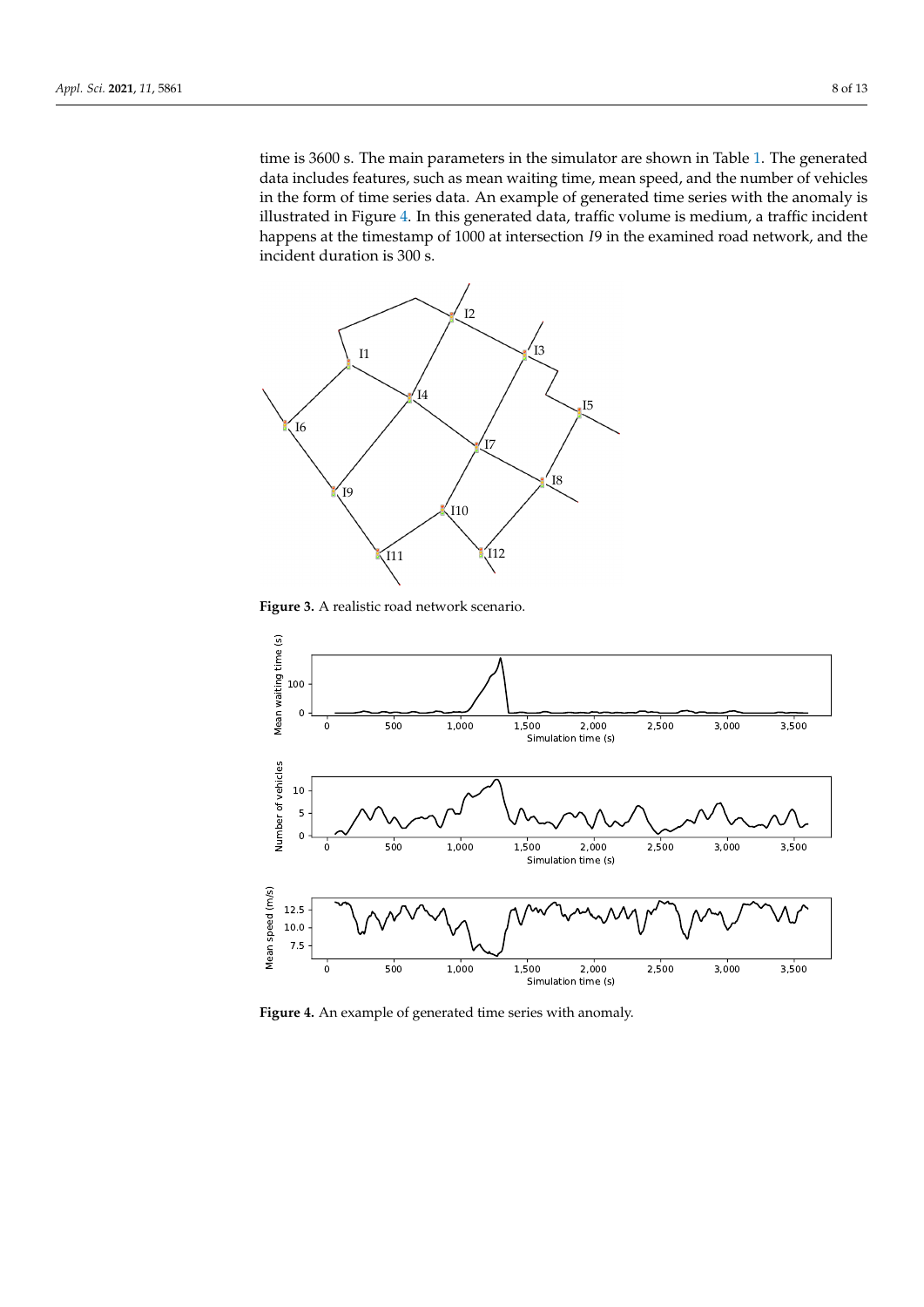time is 3600 s. The main parameters in the simulator are shown in Table 1. The generated data includes features, such as mean waiting time, mean speed, and the number of vehicles in the form of time series data. An example of generated time series with the anomaly is illustrated in Figure 4. In this generated data, traffic volume is medium, a traffic incident happens at the timestamp of 1000 at intersection *I9* in the examined road network, and the incident duration is 300 s.

**Figure 3.** A realistic road network scenario.

**Figure 4.** An example of generated time series with anomaly.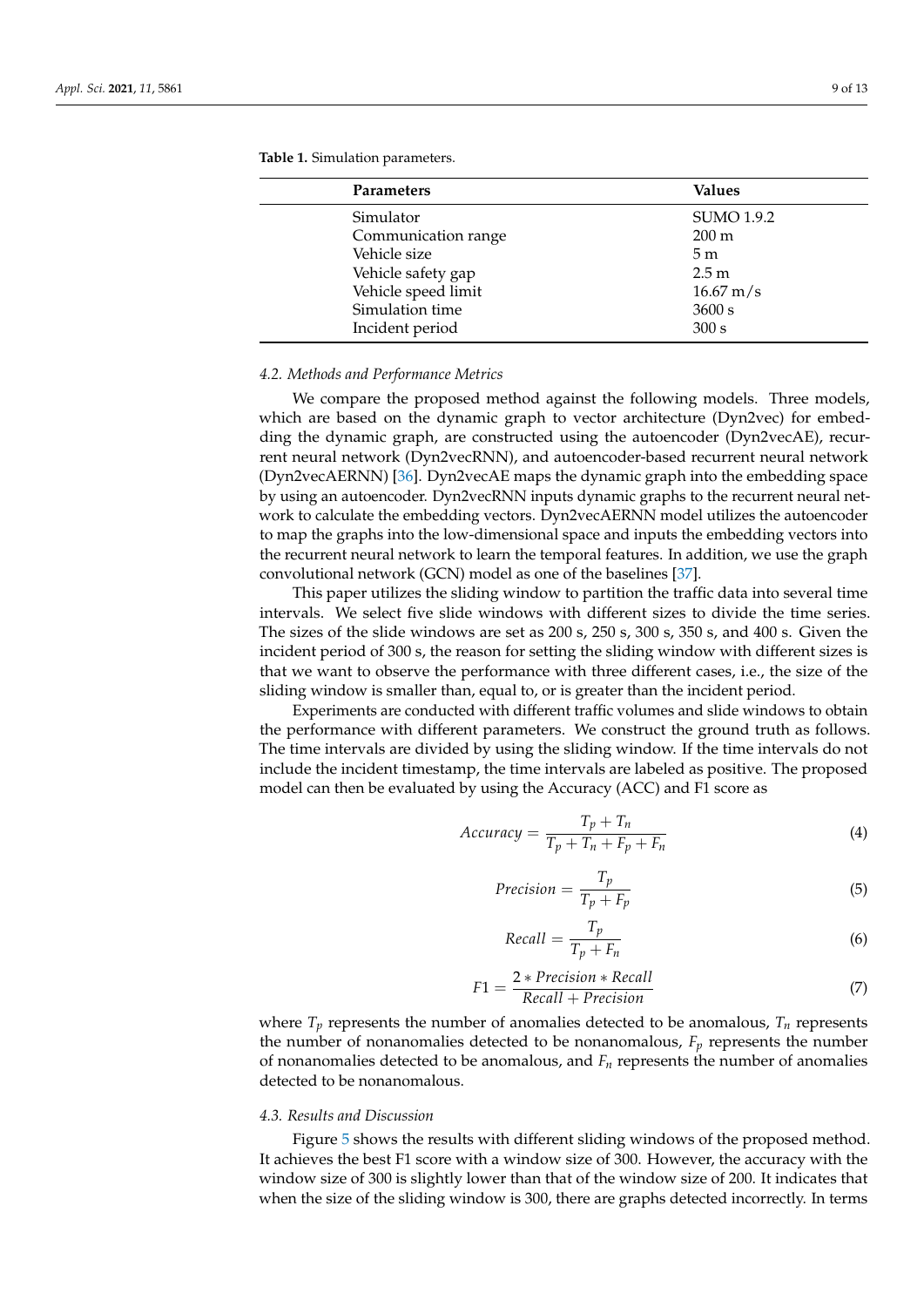**Table 1.** Simulation parameters.

| Parameters | Values |
|---|---|
| Simulator | SUMO 1.9.2 |
| Communication range | 200 m |
| Vehicle size | 5 m |
| Vehicle safety gap | 2.5 m |
| Vehicle speed limit | 16.67 m/s |
| Simulation time | 3600 s |
| Incident period | 300 s |

### *4.2. Methods and Performance Metrics*

We compare the proposed method against the following models. Three models, which are based on the dynamic graph to vector architecture (Dyn2vec) for embedding the dynamic graph, are constructed using the autoencoder (Dyn2vecAE), recurrent neural network (Dyn2vecRNN), and autoencoder-based recurrent neural network (Dyn2vecAERNN) [36]. Dyn2vecAE maps the dynamic graph into the embedding space by using an autoencoder. Dyn2vecRNN inputs dynamic graphs to the recurrent neural network to calculate the embedding vectors. Dyn2vecAERNN model utilizes the autoencoder to map the graphs into the low-dimensional space and inputs the embedding vectors into the recurrent neural network to learn the temporal features. In addition, we use the graph convolutional network (GCN) model as one of the baselines [37].

This paper utilizes the sliding window to partition the traffic data into several time intervals. We select five slide windows with different sizes to divide the time series. The sizes of the slide windows are set as 200 s, 250 s, 300 s, 350 s, and 400 s. Given the incident period of 300 s, the reason for setting the sliding window with different sizes is that we want to observe the performance with three different cases, i.e., the size of the sliding window is smaller than, equal to, or is greater than the incident period.

Experiments are conducted with different traffic volumes and slide windows to obtain the performance with different parameters. We construct the ground truth as follows. The time intervals are divided by using the sliding window. If the time intervals do not include the incident timestamp, the time intervals are labeled as positive. The proposed model can then be evaluated by using the Accuracy (ACC) and F1 score as

$$Accuracy = \frac{T_p + T_n}{T_p + T_n + F_p + F_n} \tag{4}$$

$$Precision = \frac{T_p}{T_p + F_p} \tag{5}$$

$$Recall = \frac{T_p}{T_p + F_n} \tag{6}$$

$$F1 = \frac{2 * Precision * Recall}{Recall + Precision} \tag{7}$$

where $T_p$ represents the number of anomalies detected to be anomalous, $T_n$ represents the number of nonanomalies detected to be nonanomalous, $F_p$ represents the number of nonanomalies detected to be anomalous, and $F_n$ represents the number of anomalies detected to be nonanomalous.

### *4.3. Results and Discussion*

Figure 5 shows the results with different sliding windows of the proposed method. It achieves the best F1 score with a window size of 300. However, the accuracy with the window size of 300 is slightly lower than that of the window size of 200. It indicates that when the size of the sliding window is 300, there are graphs detected incorrectly. In terms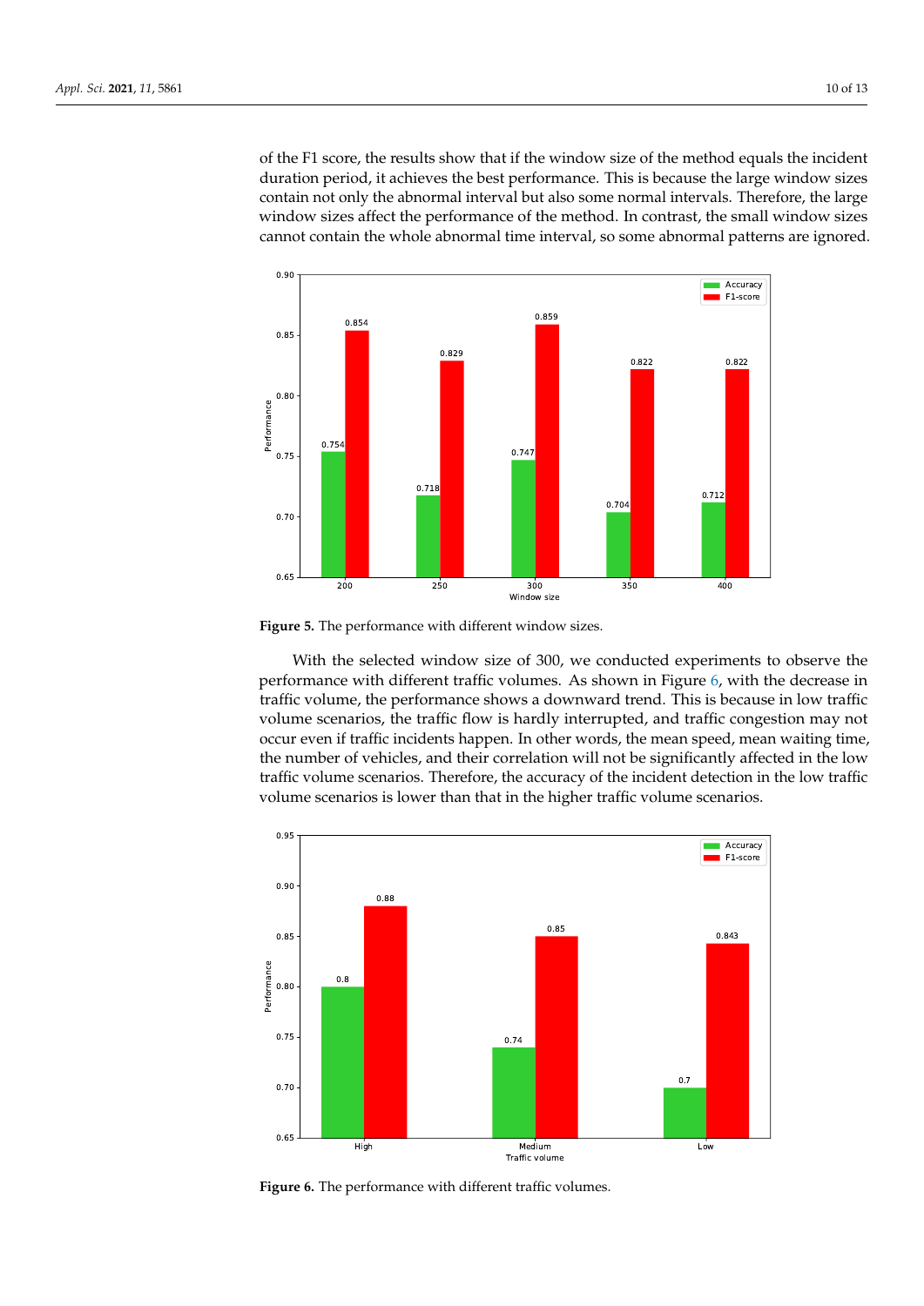of the F1 score, the results show that if the window size of the method equals the incident duration period, it achieves the best performance. This is because the large window sizes contain not only the abnormal interval but also some normal intervals. Therefore, the large window sizes affect the performance of the method. In contrast, the small window sizes cannot contain the whole abnormal time interval, so some abnormal patterns are ignored.

**Figure 5.** The performance with different window sizes.

With the selected window size of 300, we conducted experiments to observe the performance with different traffic volumes. As shown in Figure 6, with the decrease in traffic volume, the performance shows a downward trend. This is because in low traffic volume scenarios, the traffic flow is hardly interrupted, and traffic congestion may not occur even if traffic incidents happen. In other words, the mean speed, mean waiting time, the number of vehicles, and their correlation will not be significantly affected in the low traffic volume scenarios. Therefore, the accuracy of the incident detection in the low traffic volume scenarios is lower than that in the higher traffic volume scenarios.

**Figure 6.** The performance with different traffic volumes.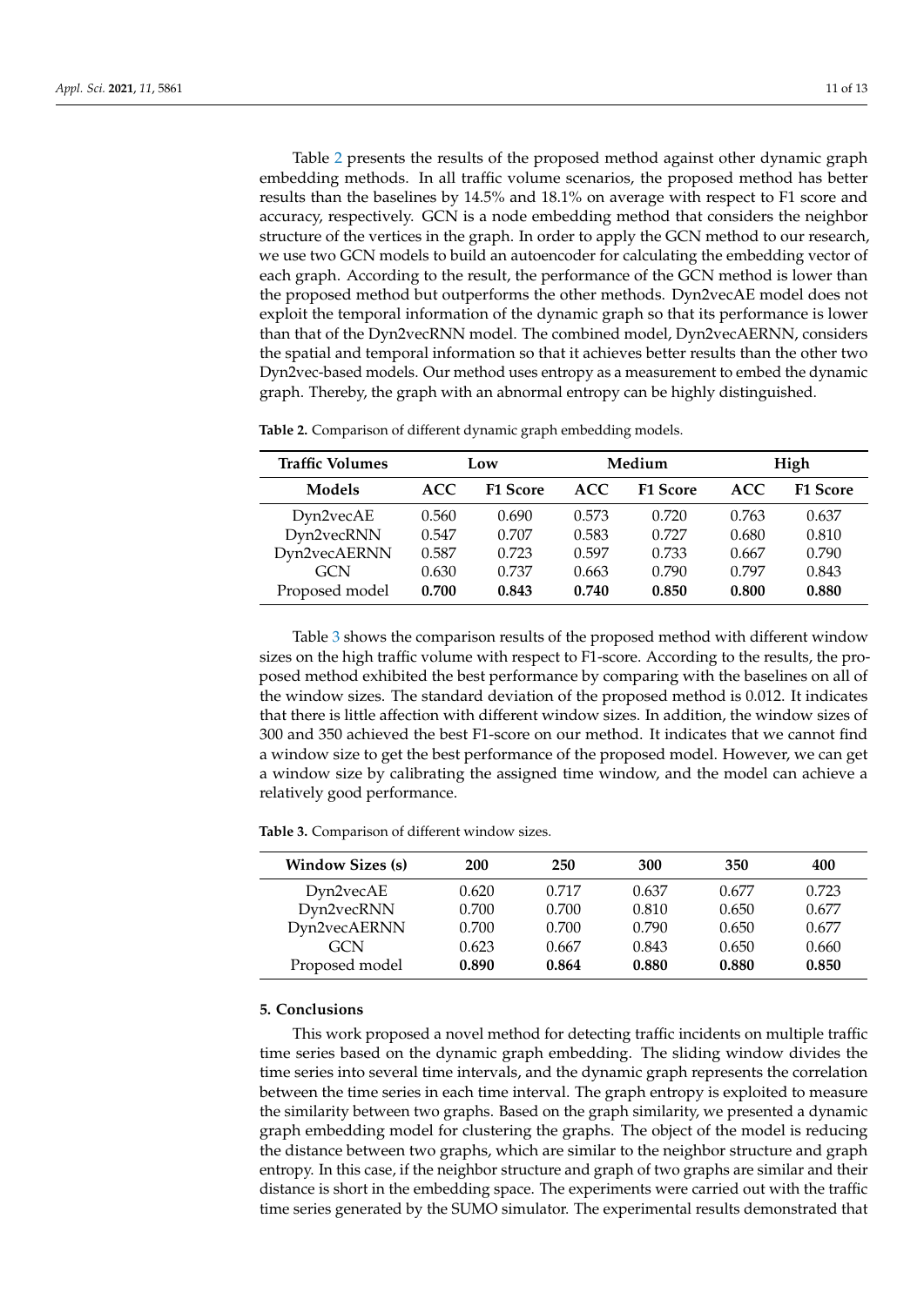Table 2 presents the results of the proposed method against other dynamic graph embedding methods. In all traffic volume scenarios, the proposed method has better results than the baselines by 14.5% and 18.1% on average with respect to F1 score and accuracy, respectively. GCN is a node embedding method that considers the neighbor structure of the vertices in the graph. In order to apply the GCN method to our research, we use two GCN models to build an autoencoder for calculating the embedding vector of each graph. According to the result, the performance of the GCN method is lower than the proposed method but outperforms the other methods. Dyn2vecAE model does not exploit the temporal information of the dynamic graph so that its performance is lower than that of the Dyn2vecRNN model. The combined model, Dyn2vecAERNN, considers the spatial and temporal information so that it achieves better results than the other two Dyn2vec-based models. Our method uses entropy as a measurement to embed the dynamic graph. Thereby, the graph with an abnormal entropy can be highly distinguished.

**Table 2.** Comparison of different dynamic graph embedding models.

| Traffic Volumes | Low | | Medium | | High | |
|---|---|---|---|---|---|---|
| **Models** | **ACC** | **F1 Score** | **ACC** | **F1 Score** | **ACC** | **F1 Score** |
| Dyn2vecAE | 0.560 | 0.690 | 0.573 | 0.720 | 0.763 | 0.637 |
| Dyn2vecRNN | 0.547 | 0.707 | 0.583 | 0.727 | 0.680 | 0.810 |
| Dyn2vecAERNN | 0.587 | 0.723 | 0.597 | 0.733 | 0.667 | 0.790 |
| GCN | 0.630 | 0.737 | 0.663 | 0.790 | 0.797 | 0.843 |
| Proposed model | **0.700** | **0.843** | **0.740** | **0.850** | **0.800** | **0.880** |

Table 3 shows the comparison results of the proposed method with different window sizes on the high traffic volume with respect to F1-score. According to the results, the proposed method exhibited the best performance by comparing with the baselines on all of the window sizes. The standard deviation of the proposed method is 0.012. It indicates that there is little affection with different window sizes. In addition, the window sizes of 300 and 350 achieved the best F1-score on our method. It indicates that we cannot find a window size to get the best performance of the proposed model. However, we can get a window size by calibrating the assigned time window, and the model can achieve a relatively good performance.

**Table 3.** Comparison of different window sizes.

| Window Sizes (s) | 200 | 250 | 300 | 350 | 400 |
|---|---|---|---|---|---|
| Dyn2vecAE | 0.620 | 0.717 | 0.637 | 0.677 | 0.723 |
| Dyn2vecRNN | 0.700 | 0.700 | 0.810 | 0.650 | 0.677 |
| Dyn2vecAERNN | 0.700 | 0.700 | 0.790 | 0.650 | 0.677 |
| GCN | 0.623 | 0.667 | 0.843 | 0.650 | 0.660 |
| Proposed model | **0.890** | **0.864** | **0.880** | **0.880** | **0.850** |

## 5. Conclusions

This work proposed a novel method for detecting traffic incidents on multiple traffic time series based on the dynamic graph embedding. The sliding window divides the time series into several time intervals, and the dynamic graph represents the correlation between the time series in each time interval. The graph entropy is exploited to measure the similarity between two graphs. Based on the graph similarity, we presented a dynamic graph embedding model for clustering the graphs. The object of the model is reducing the distance between two graphs, which are similar to the neighbor structure and graph entropy. In this case, if the neighbor structure and graph of two graphs are similar and their distance is short in the embedding space. The experiments were carried out with the traffic time series generated by the SUMO simulator. The experimental results demonstrated that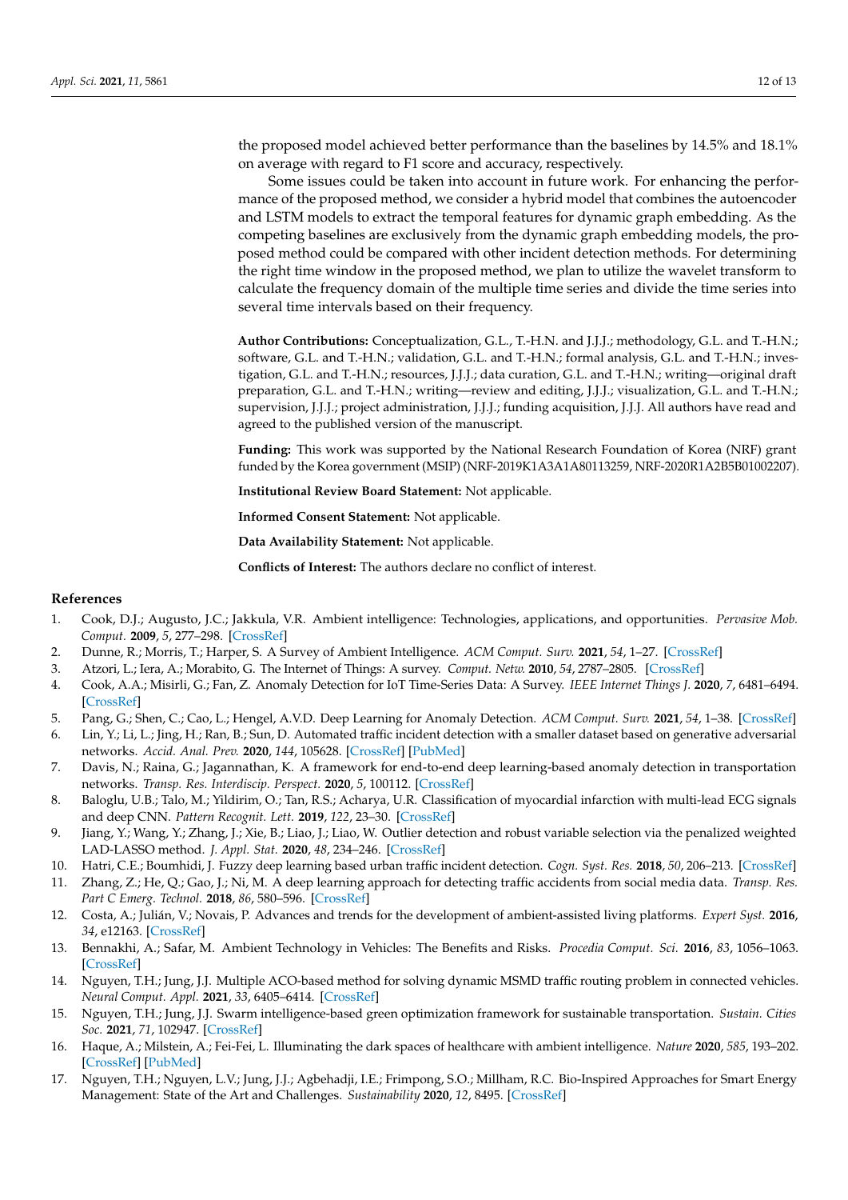the proposed model achieved better performance than the baselines by 14.5% and 18.1% on average with regard to F1 score and accuracy, respectively.

Some issues could be taken into account in future work. For enhancing the performance of the proposed method, we consider a hybrid model that combines the autoencoder and LSTM models to extract the temporal features for dynamic graph embedding. As the competing baselines are exclusively from the dynamic graph embedding models, the proposed method could be compared with other incident detection methods. For determining the right time window in the proposed method, we plan to utilize the wavelet transform to calculate the frequency domain of the multiple time series and divide the time series into several time intervals based on their frequency.

**Author Contributions:** Conceptualization, G.L., T.-H.N. and J.J.J.; methodology, G.L. and T.-H.N.; software, G.L. and T.-H.N.; validation, G.L. and T.-H.N.; formal analysis, G.L. and T.-H.N.; investigation, G.L. and T.-H.N.; resources, J.J.J.; data curation, G.L. and T.-H.N.; writing—original draft preparation, G.L. and T.-H.N.; writing—review and editing, J.J.J.; visualization, G.L. and T.-H.N.; supervision, J.J.J.; project administration, J.J.J.; funding acquisition, J.J.J. All authors have read and agreed to the published version of the manuscript.

**Funding:** This work was supported by the National Research Foundation of Korea (NRF) grant funded by the Korea government (MSIP) (NRF-2019K1A3A1A80113259, NRF-2020R1A2B5B01002207).

**Institutional Review Board Statement:** Not applicable.

**Informed Consent Statement:** Not applicable.

**Data Availability Statement:** Not applicable.

**Conflicts of Interest:** The authors declare no conflict of interest.

## References

1. Cook, D.J.; Augusto, J.C.; Jakkula, V.R. Ambient intelligence: Technologies, applications, and opportunities. *Pervasive Mob. Comput.* **2009**, *5*, 277–298. [CrossRef]
2. Dunne, R.; Morris, T.; Harper, S. A Survey of Ambient Intelligence. *ACM Comput. Surv.* **2021**, *54*, 1–27. [CrossRef]
3. Atzori, L.; Iera, A.; Morabito, G. The Internet of Things: A survey. *Comput. Netw.* **2010**, *54*, 2787–2805. [CrossRef]
4. Cook, A.A.; Misirli, G.; Fan, Z. Anomaly Detection for IoT Time-Series Data: A Survey. *IEEE Internet Things J.* **2020**, *7*, 6481–6494. [CrossRef]
5. Pang, G.; Shen, C.; Cao, L.; Hengel, A.V.D. Deep Learning for Anomaly Detection. *ACM Comput. Surv.* **2021**, *54*, 1–38. [CrossRef]
6. Lin, Y.; Li, L.; Jing, H.; Ran, B.; Sun, D. Automated traffic incident detection with a smaller dataset based on generative adversarial networks. *Accid. Anal. Prev.* **2020**, *144*, 105628. [CrossRef] [PubMed]
7. Davis, N.; Raina, G.; Jagannathan, K. A framework for end-to-end deep learning-based anomaly detection in transportation networks. *Transp. Res. Interdiscip. Perspect.* **2020**, *5*, 100112. [CrossRef]
8. Baloglu, U.B.; Talo, M.; Yildirim, O.; Tan, R.S.; Acharya, U.R. Classification of myocardial infarction with multi-lead ECG signals and deep CNN. *Pattern Recognit. Lett.* **2019**, *122*, 23–30. [CrossRef]
9. Jiang, Y.; Wang, Y.; Zhang, J.; Xie, B.; Liao, J.; Liao, W. Outlier detection and robust variable selection via the penalized weighted LAD-LASSO method. *J. Appl. Stat.* **2020**, *48*, 234–246. [CrossRef]
10. Hatri, C.E.; Boumhidi, J. Fuzzy deep learning based urban traffic incident detection. *Cogn. Syst. Res.* **2018**, *50*, 206–213. [CrossRef]
11. Zhang, Z.; He, Q.; Gao, J.; Ni, M. A deep learning approach for detecting traffic accidents from social media data. *Transp. Res. Part C Emerg. Technol.* **2018**, *86*, 580–596. [CrossRef]
12. Costa, A.; Julián, V.; Novais, P. Advances and trends for the development of ambient-assisted living platforms. *Expert Syst.* **2016**, *34*, e12163. [CrossRef]
13. Bennakhi, A.; Safar, M. Ambient Technology in Vehicles: The Benefits and Risks. *Procedia Comput. Sci.* **2016**, *83*, 1056–1063. [CrossRef]
14. Nguyen, T.H.; Jung, J.J. Multiple ACO-based method for solving dynamic MSMD traffic routing problem in connected vehicles. *Neural Comput. Appl.* **2021**, *33*, 6405–6414. [CrossRef]
15. Nguyen, T.H.; Jung, J.J. Swarm intelligence-based green optimization framework for sustainable transportation. *Sustain. Cities Soc.* **2021**, *71*, 102947. [CrossRef]
16. Haque, A.; Milstein, A.; Fei-Fei, L. Illuminating the dark spaces of healthcare with ambient intelligence. *Nature* **2020**, *585*, 193–202. [CrossRef] [PubMed]
17. Nguyen, T.H.; Nguyen, L.V.; Jung, J.J.; Agbehadji, I.E.; Frimpong, S.O.; Millham, R.C. Bio-Inspired Approaches for Smart Energy Management: State of the Art and Challenges. *Sustainability* **2020**, *12*, 8495. [CrossRef]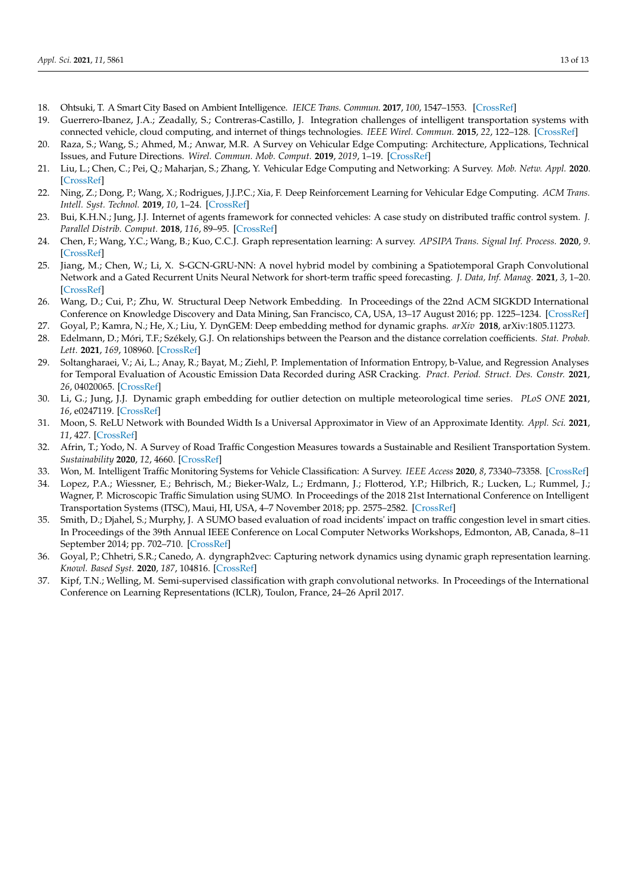18. Ohtsuki, T. A Smart City Based on Ambient Intelligence. *IEICE Trans. Commun.* **2017**, *100*, 1547–1553. [CrossRef]
19. Guerrero-Ibanez, J.A.; Zeadally, S.; Contreras-Castillo, J. Integration challenges of intelligent transportation systems with connected vehicle, cloud computing, and internet of things technologies. *IEEE Wirel. Commun.* **2015**, *22*, 122–128. [CrossRef]
20. Raza, S.; Wang, S.; Ahmed, M.; Anwar, M.R. A Survey on Vehicular Edge Computing: Architecture, Applications, Technical Issues, and Future Directions. *Wirel. Commun. Mob. Comput.* **2019**, *2019*, 1–19. [CrossRef]
21. Liu, L.; Chen, C.; Pei, Q.; Maharjan, S.; Zhang, Y. Vehicular Edge Computing and Networking: A Survey. *Mob. Netw. Appl.* **2020**. [CrossRef]
22. Ning, Z.; Dong, P.; Wang, X.; Rodrigues, J.J.P.C.; Xia, F. Deep Reinforcement Learning for Vehicular Edge Computing. *ACM Trans. Intell. Syst. Technol.* **2019**, *10*, 1–24. [CrossRef]
23. Bui, K.H.N.; Jung, J.J. Internet of agents framework for connected vehicles: A case study on distributed traffic control system. *J. Parallel Distrib. Comput.* **2018**, *116*, 89–95. [CrossRef]
24. Chen, F.; Wang, Y.C.; Wang, B.; Kuo, C.C.J. Graph representation learning: A survey. *APSIPA Trans. Signal Inf. Process.* **2020**, *9*. [CrossRef]
25. Jiang, M.; Chen, W.; Li, X. S-GCN-GRU-NN: A novel hybrid model by combining a Spatiotemporal Graph Convolutional Network and a Gated Recurrent Units Neural Network for short-term traffic speed forecasting. *J. Data, Inf. Manag.* **2021**, *3*, 1–20. [CrossRef]
26. Wang, D.; Cui, P.; Zhu, W. Structural Deep Network Embedding. In Proceedings of the 22nd ACM SIGKDD International Conference on Knowledge Discovery and Data Mining, San Francisco, CA, USA, 13–17 August 2016; pp. 1225–1234. [CrossRef]
27. Goyal, P.; Kamra, N.; He, X.; Liu, Y. DynGEM: Deep embedding method for dynamic graphs. *arXiv* **2018**, arXiv:1805.11273.
28. Edelmann, D.; Móri, T.F.; Székely, G.J. On relationships between the Pearson and the distance correlation coefficients. *Stat. Probab. Lett.* **2021**, *169*, 108960. [CrossRef]
29. Soltangharaei, V.; Ai, L.; Anay, R.; Bayat, M.; Ziehl, P. Implementation of Information Entropy, b-Value, and Regression Analyses for Temporal Evaluation of Acoustic Emission Data Recorded during ASR Cracking. *Pract. Period. Struct. Des. Constr.* **2021**, *26*, 04020065. [CrossRef]
30. Li, G.; Jung, J.J. Dynamic graph embedding for outlier detection on multiple meteorological time series. *PLoS ONE* **2021**, *16*, e0247119. [CrossRef]
31. Moon, S. ReLU Network with Bounded Width Is a Universal Approximator in View of an Approximate Identity. *Appl. Sci.* **2021**, *11*, 427. [CrossRef]
32. Afrin, T.; Yodo, N. A Survey of Road Traffic Congestion Measures towards a Sustainable and Resilient Transportation System. *Sustainability* **2020**, *12*, 4660. [CrossRef]
33. Won, M. Intelligent Traffic Monitoring Systems for Vehicle Classification: A Survey. *IEEE Access* **2020**, *8*, 73340–73358. [CrossRef]
34. Lopez, P.A.; Wiessner, E.; Behrisch, M.; Bieker-Walz, L.; Erdmann, J.; Flotterod, Y.P.; Hilbrich, R.; Lucken, L.; Rummel, J.; Wagner, P. Microscopic Traffic Simulation using SUMO. In Proceedings of the 2018 21st International Conference on Intelligent Transportation Systems (ITSC), Maui, HI, USA, 4–7 November 2018; pp. 2575–2582. [CrossRef]
35. Smith, D.; Djahel, S.; Murphy, J. A SUMO based evaluation of road incidents' impact on traffic congestion level in smart cities. In Proceedings of the 39th Annual IEEE Conference on Local Computer Networks Workshops, Edmonton, AB, Canada, 8–11 September 2014; pp. 702–710. [CrossRef]
36. Goyal, P.; Chhetri, S.R.; Canedo, A. dyngraph2vec: Capturing network dynamics using dynamic graph representation learning. *Knowl. Based Syst.* **2020**, *187*, 104816. [CrossRef]
37. Kipf, T.N.; Welling, M. Semi-supervised classification with graph convolutional networks. In Proceedings of the International Conference on Learning Representations (ICLR), Toulon, France, 24–26 April 2017.